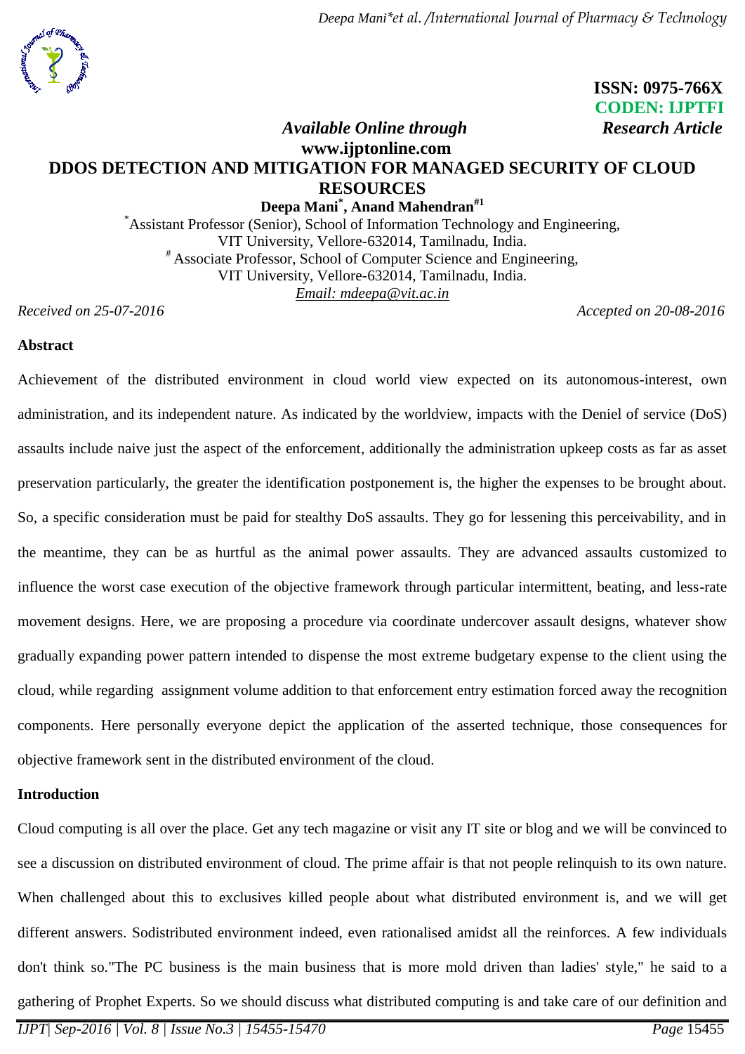ISSN: 0975-766X
CODEN: IJPTFI

*Available Online through* www.ijptonline.com

*Research Article*

# DDOS DETECTION AND MITIGATION FOR MANAGED SECURITY OF CLOUD RESOURCES

**Deepa Mani[*], Anand Mahendran[#1]**

[*]Assistant Professor (Senior), School of Information Technology and Engineering, VIT University, Vellore-632014, Tamilnadu, India.
[#] Associate Professor, School of Computer Science and Engineering, VIT University, Vellore-632014, Tamilnadu, India.
*Email: mdeepa@vit.ac.in*

*Received on 25-07-2016* *Accepted on 20-08-2016*

## Abstract

Achievement of the distributed environment in cloud world view expected on its autonomous-interest, own administration, and its independent nature. As indicated by the worldview, impacts with the Deniel of service (DoS) assaults include naive just the aspect of the enforcement, additionally the administration upkeep costs as far as asset preservation particularly, the greater the identification postponement is, the higher the expenses to be brought about. So, a specific consideration must be paid for stealthy DoS assaults. They go for lessening this perceivability, and in the meantime, they can be as hurtful as the animal power assaults. They are advanced assaults customized to influence the worst case execution of the objective framework through particular intermittent, beating, and less-rate movement designs. Here, we are proposing a procedure via coordinate undercover assault designs, whatever show gradually expanding power pattern intended to dispense the most extreme budgetary expense to the client using the cloud, while regarding assignment volume addition to that enforcement entry estimation forced away the recognition components. Here personally everyone depict the application of the asserted technique, those consequences for objective framework sent in the distributed environment of the cloud.

## Introduction

Cloud computing is all over the place. Get any tech magazine or visit any IT site or blog and we will be convinced to see a discussion on distributed environment of cloud. The prime affair is that not people relinquish to its own nature. When challenged about this to exclusives killed people about what distributed environment is, and we will get different answers. Sodistributed environment indeed, even rationalised amidst all the reinforces. A few individuals don't think so."The PC business is the main business that is more mold driven than ladies' style," he said to a gathering of Prophet Experts. So we should discuss what distributed computing is and take care of our definition and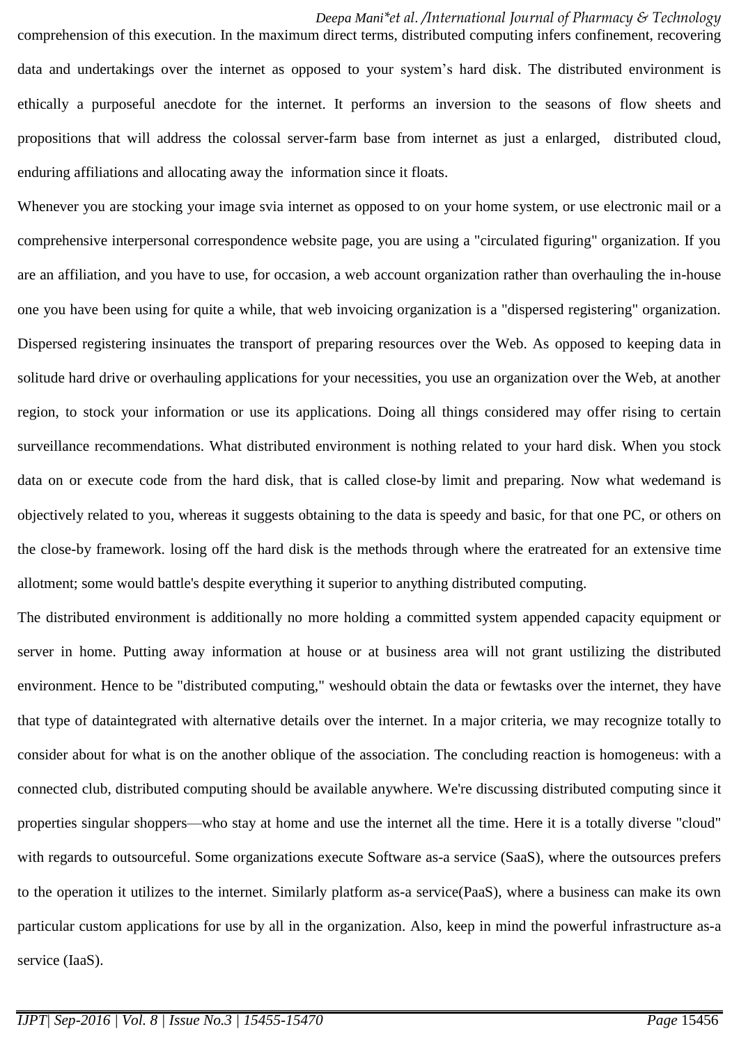comprehension of this execution. In the maximum direct terms, distributed computing infers confinement, recovering data and undertakings over the internet as opposed to your system's hard disk. The distributed environment is ethically a purposeful anecdote for the internet. It performs an inversion to the seasons of flow sheets and propositions that will address the colossal server-farm base from internet as just a enlarged, distributed cloud, enduring affiliations and allocating away the information since it floats.

Whenever you are stocking your image svia internet as opposed to on your home system, or use electronic mail or a comprehensive interpersonal correspondence website page, you are using a "circulated figuring" organization. If you are an affiliation, and you have to use, for occasion, a web account organization rather than overhauling the in-house one you have been using for quite a while, that web invoicing organization is a "dispersed registering" organization. Dispersed registering insinuates the transport of preparing resources over the Web. As opposed to keeping data in solitude hard drive or overhauling applications for your necessities, you use an organization over the Web, at another region, to stock your information or use its applications. Doing all things considered may offer rising to certain surveillance recommendations. What distributed environment is nothing related to your hard disk. When you stock data on or execute code from the hard disk, that is called close-by limit and preparing. Now what wedemand is objectively related to you, whereas it suggests obtaining to the data is speedy and basic, for that one PC, or others on the close-by framework. losing off the hard disk is the methods through where the eratreated for an extensive time allotment; some would battle's despite everything it superior to anything distributed computing.

The distributed environment is additionally no more holding a committed system appended capacity equipment or server in home. Putting away information at house or at business area will not grant ustilizing the distributed environment. Hence to be "distributed computing," weshould obtain the data or fewtasks over the internet, they have that type of dataintegrated with alternative details over the internet. In a major criteria, we may recognize totally to consider about for what is on the another oblique of the association. The concluding reaction is homogeneus: with a connected club, distributed computing should be available anywhere. We're discussing distributed computing since it properties singular shoppers—who stay at home and use the internet all the time. Here it is a totally diverse "cloud" with regards to outsourceful. Some organizations execute Software as-a service (SaaS), where the outsources prefers to the operation it utilizes to the internet. Similarly platform as-a service(PaaS), where a business can make its own particular custom applications for use by all in the organization. Also, keep in mind the powerful infrastructure as-a service (IaaS).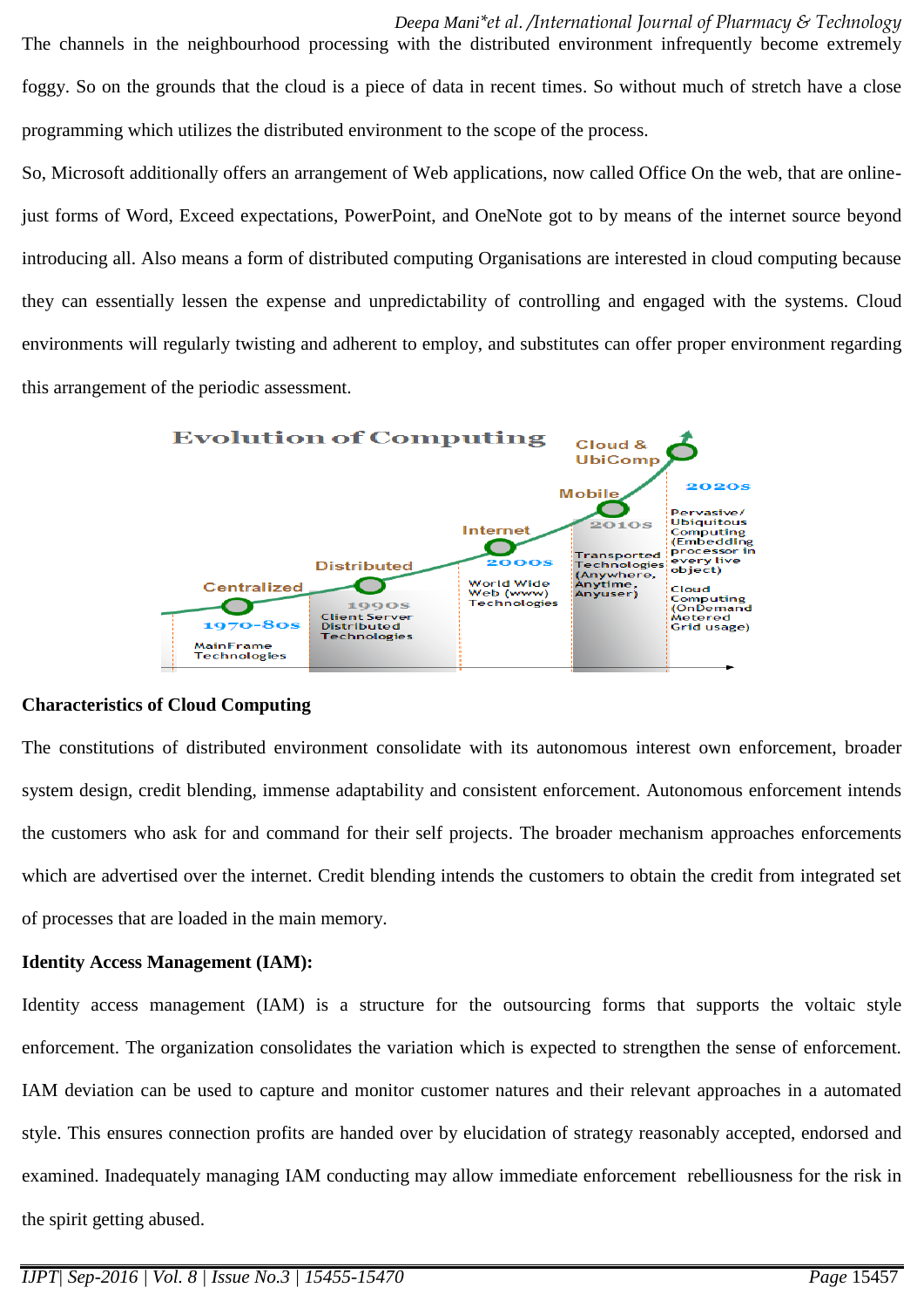The channels in the neighbourhood processing with the distributed environment infrequently become extremely foggy. So on the grounds that the cloud is a piece of data in recent times. So without much of stretch have a close programming which utilizes the distributed environment to the scope of the process.

So, Microsoft additionally offers an arrangement of Web applications, now called Office On the web, that are online-just forms of Word, Exceed expectations, PowerPoint, and OneNote got to by means of the internet source beyond introducing all. Also means a form of distributed computing Organisations are interested in cloud computing because they can essentially lessen the expense and unpredictability of controlling and engaged with the systems. Cloud environments will regularly twisting and adherent to employ, and substitutes can offer proper environment regarding this arrangement of the periodic assessment.

**Characteristics of Cloud Computing**

The constitutions of distributed environment consolidate with its autonomous interest own enforcement, broader system design, credit blending, immense adaptability and consistent enforcement. Autonomous enforcement intends the customers who ask for and command for their self projects. The broader mechanism approaches enforcements which are advertised over the internet. Credit blending intends the customers to obtain the credit from integrated set of processes that are loaded in the main memory.

**Identity Access Management (IAM):**

Identity access management (IAM) is a structure for the outsourcing forms that supports the voltaic style enforcement. The organization consolidates the variation which is expected to strengthen the sense of enforcement. IAM deviation can be used to capture and monitor customer natures and their relevant approaches in a automated style. This ensures connection profits are handed over by elucidation of strategy reasonably accepted, endorsed and examined. Inadequately managing IAM conducting may allow immediate enforcement rebelliousness for the risk in the spirit getting abused.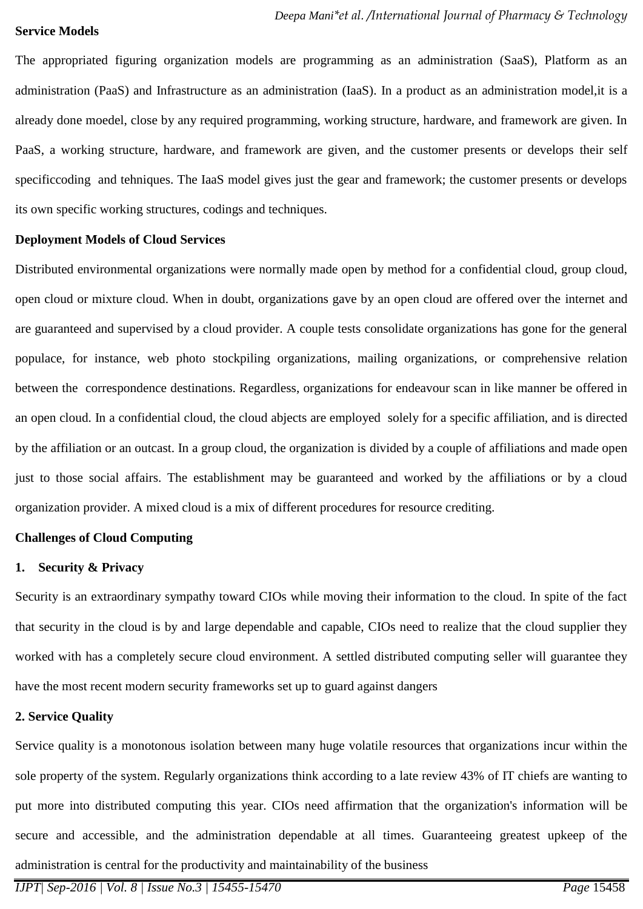**Service Models**

The appropriated figuring organization models are programming as an administration (SaaS), Platform as an administration (PaaS) and Infrastructure as an administration (IaaS). In a product as an administration model,it is a already done moedel, close by any required programming, working structure, hardware, and framework are given. In PaaS, a working structure, hardware, and framework are given, and the customer presents or develops their self specificcoding and tehniques. The IaaS model gives just the gear and framework; the customer presents or develops its own specific working structures, codings and techniques.

**Deployment Models of Cloud Services**

Distributed environmental organizations were normally made open by method for a confidential cloud, group cloud, open cloud or mixture cloud. When in doubt, organizations gave by an open cloud are offered over the internet and are guaranteed and supervised by a cloud provider. A couple tests consolidate organizations has gone for the general populace, for instance, web photo stockpiling organizations, mailing organizations, or comprehensive relation between the correspondence destinations. Regardless, organizations for endeavour scan in like manner be offered in an open cloud. In a confidential cloud, the cloud abjects are employed solely for a specific affiliation, and is directed by the affiliation or an outcast. In a group cloud, the organization is divided by a couple of affiliations and made open just to those social affairs. The establishment may be guaranteed and worked by the affiliations or by a cloud organization provider. A mixed cloud is a mix of different procedures for resource crediting.

**Challenges of Cloud Computing**

**1. Security & Privacy**

Security is an extraordinary sympathy toward CIOs while moving their information to the cloud. In spite of the fact that security in the cloud is by and large dependable and capable, CIOs need to realize that the cloud supplier they worked with has a completely secure cloud environment. A settled distributed computing seller will guarantee they have the most recent modern security frameworks set up to guard against dangers

**2. Service Quality**

Service quality is a monotonous isolation between many huge volatile resources that organizations incur within the sole property of the system. Regularly organizations think according to a late review 43% of IT chiefs are wanting to put more into distributed computing this year. CIOs need affirmation that the organization's information will be secure and accessible, and the administration dependable at all times. Guaranteeing greatest upkeep of the administration is central for the productivity and maintainability of the business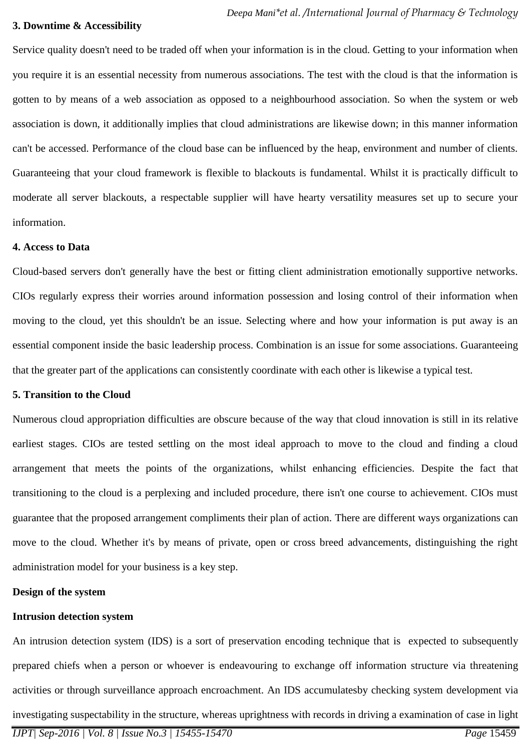**3. Downtime & Accessibility**

Service quality doesn't need to be traded off when your information is in the cloud. Getting to your information when you require it is an essential necessity from numerous associations. The test with the cloud is that the information is gotten to by means of a web association as opposed to a neighbourhood association. So when the system or web association is down, it additionally implies that cloud administrations are likewise down; in this manner information can't be accessed. Performance of the cloud base can be influenced by the heap, environment and number of clients. Guaranteeing that your cloud framework is flexible to blackouts is fundamental. Whilst it is practically difficult to moderate all server blackouts, a respectable supplier will have hearty versatility measures set up to secure your information.

**4. Access to Data**

Cloud-based servers don't generally have the best or fitting client administration emotionally supportive networks. CIOs regularly express their worries around information possession and losing control of their information when moving to the cloud, yet this shouldn't be an issue. Selecting where and how your information is put away is an essential component inside the basic leadership process. Combination is an issue for some associations. Guaranteeing that the greater part of the applications can consistently coordinate with each other is likewise a typical test.

**5. Transition to the Cloud**

Numerous cloud appropriation difficulties are obscure because of the way that cloud innovation is still in its relative earliest stages. CIOs are tested settling on the most ideal approach to move to the cloud and finding a cloud arrangement that meets the points of the organizations, whilst enhancing efficiencies. Despite the fact that transitioning to the cloud is a perplexing and included procedure, there isn't one course to achievement. CIOs must guarantee that the proposed arrangement compliments their plan of action. There are different ways organizations can move to the cloud. Whether it's by means of private, open or cross breed advancements, distinguishing the right administration model for your business is a key step.

**Design of the system**

**Intrusion detection system**

An intrusion detection system (IDS) is a sort of preservation encoding technique that is expected to subsequently prepared chiefs when a person or whoever is endeavouring to exchange off information structure via threatening activities or through surveillance approach encroachment. An IDS accumulatesby checking system development via investigating suspectability in the structure, whereas uprightness with records in driving a examination of case in light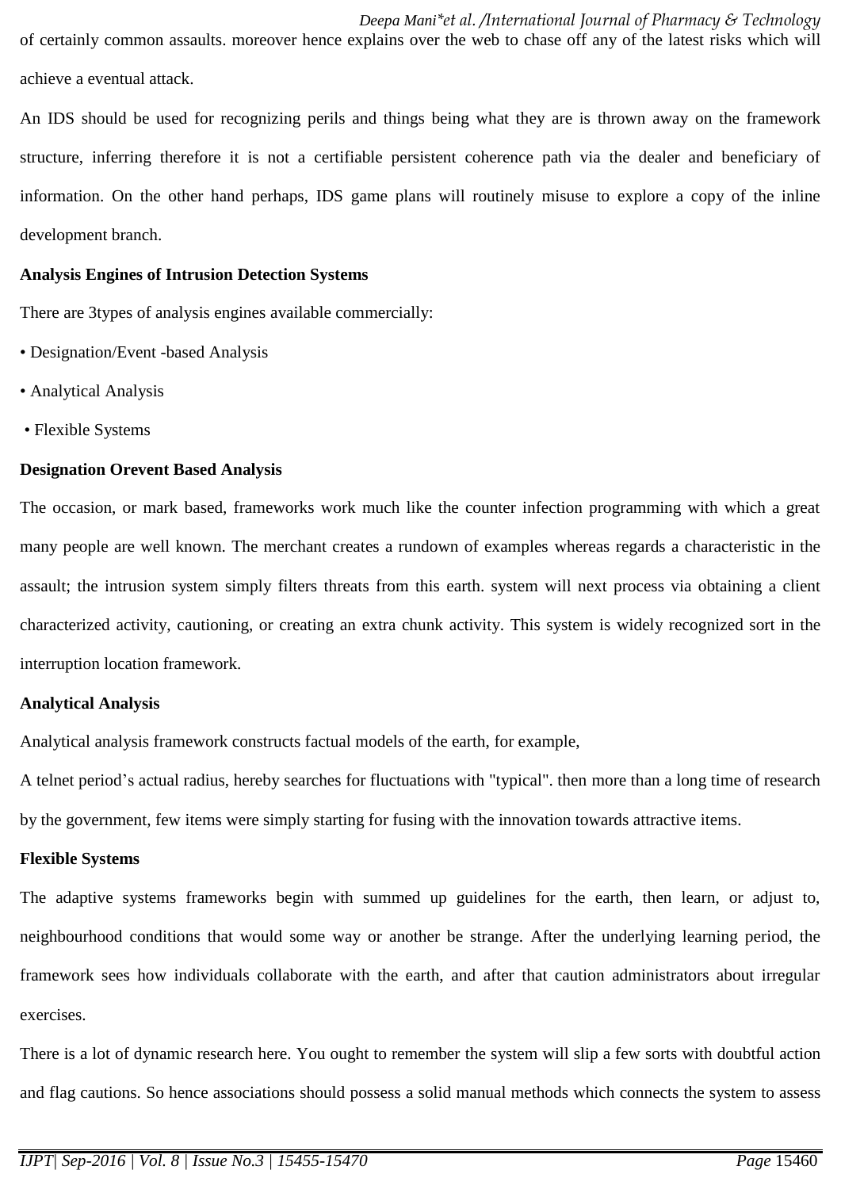of certainly common assaults. moreover hence explains over the web to chase off any of the latest risks which will achieve a eventual attack.

An IDS should be used for recognizing perils and things being what they are is thrown away on the framework structure, inferring therefore it is not a certifiable persistent coherence path via the dealer and beneficiary of information. On the other hand perhaps, IDS game plans will routinely misuse to explore a copy of the inline development branch.

**Analysis Engines of Intrusion Detection Systems**

There are 3types of analysis engines available commercially:

- Designation/Event -based Analysis
- Analytical Analysis
- Flexible Systems

**Designation Orevent Based Analysis**

The occasion, or mark based, frameworks work much like the counter infection programming with which a great many people are well known. The merchant creates a rundown of examples whereas regards a characteristic in the assault; the intrusion system simply filters threats from this earth. system will next process via obtaining a client characterized activity, cautioning, or creating an extra chunk activity. This system is widely recognized sort in the interruption location framework.

**Analytical Analysis**

Analytical analysis framework constructs factual models of the earth, for example,

A telnet period's actual radius, hereby searches for fluctuations with "typical". then more than a long time of research by the government, few items were simply starting for fusing with the innovation towards attractive items.

**Flexible Systems**

The adaptive systems frameworks begin with summed up guidelines for the earth, then learn, or adjust to, neighbourhood conditions that would some way or another be strange. After the underlying learning period, the framework sees how individuals collaborate with the earth, and after that caution administrators about irregular exercises.

There is a lot of dynamic research here. You ought to remember the system will slip a few sorts with doubtful action and flag cautions. So hence associations should possess a solid manual methods which connects the system to assess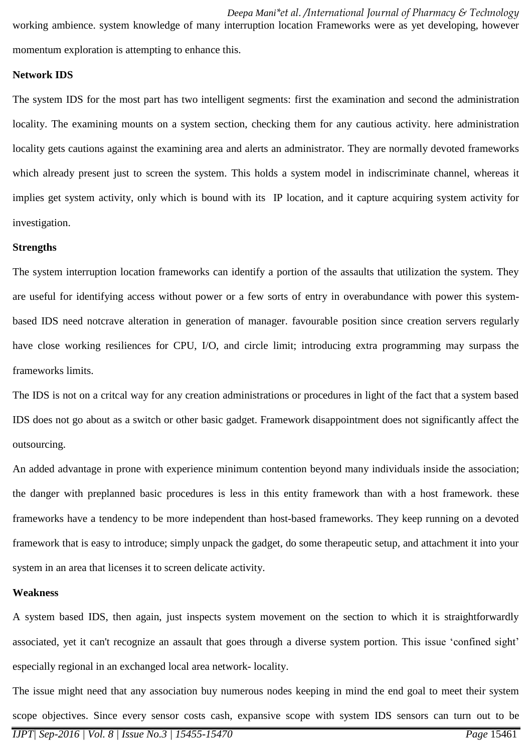working ambience. system knowledge of many interruption location Frameworks were as yet developing, however momentum exploration is attempting to enhance this.

**Network IDS**

The system IDS for the most part has two intelligent segments: first the examination and second the administration locality. The examining mounts on a system section, checking them for any cautious activity. here administration locality gets cautions against the examining area and alerts an administrator. They are normally devoted frameworks which already present just to screen the system. This holds a system model in indiscriminate channel, whereas it implies get system activity, only which is bound with its IP location, and it capture acquiring system activity for investigation.

**Strengths**

The system interruption location frameworks can identify a portion of the assaults that utilization the system. They are useful for identifying access without power or a few sorts of entry in overabundance with power this system-based IDS need notcrave alteration in generation of manager. favourable position since creation servers regularly have close working resiliences for CPU, I/O, and circle limit; introducing extra programming may surpass the frameworks limits.

The IDS is not on a critcal way for any creation administrations or procedures in light of the fact that a system based IDS does not go about as a switch or other basic gadget. Framework disappointment does not significantly affect the outsourcing.

An added advantage in prone with experience minimum contention beyond many individuals inside the association; the danger with preplanned basic procedures is less in this entity framework than with a host framework. these frameworks have a tendency to be more independent than host-based frameworks. They keep running on a devoted framework that is easy to introduce; simply unpack the gadget, do some therapeutic setup, and attachment it into your system in an area that licenses it to screen delicate activity.

**Weakness**

A system based IDS, then again, just inspects system movement on the section to which it is straightforwardly associated, yet it can't recognize an assault that goes through a diverse system portion. This issue 'confined sight' especially regional in an exchanged local area network- locality.

The issue might need that any association buy numerous nodes keeping in mind the end goal to meet their system scope objectives. Since every sensor costs cash, expansive scope with system IDS sensors can turn out to be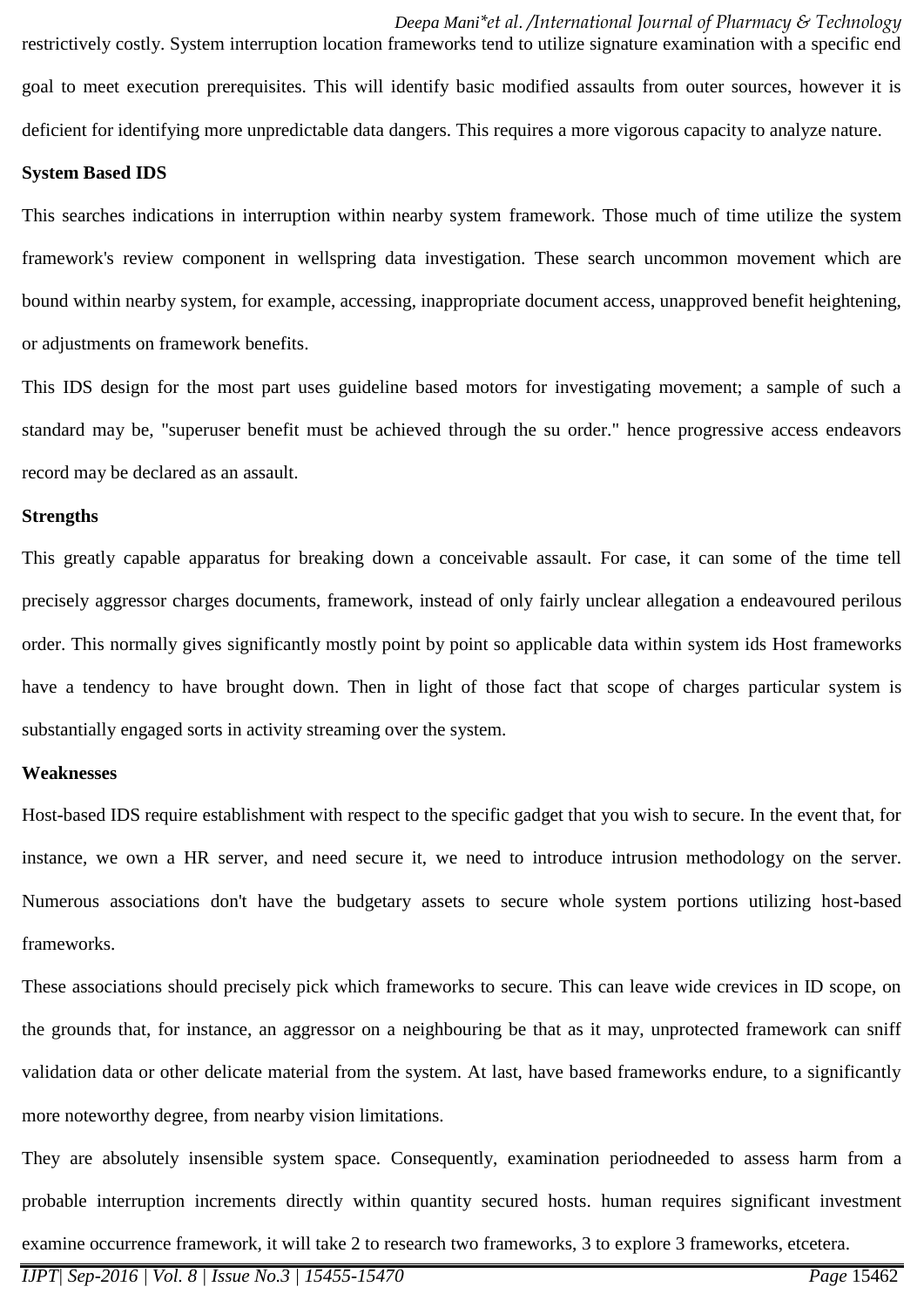restrictively costly. System interruption location frameworks tend to utilize signature examination with a specific end goal to meet execution prerequisites. This will identify basic modified assaults from outer sources, however it is deficient for identifying more unpredictable data dangers. This requires a more vigorous capacity to analyze nature.

**System Based IDS**

This searches indications in interruption within nearby system framework. Those much of time utilize the system framework's review component in wellspring data investigation. These search uncommon movement which are bound within nearby system, for example, accessing, inappropriate document access, unapproved benefit heightening, or adjustments on framework benefits.

This IDS design for the most part uses guideline based motors for investigating movement; a sample of such a standard may be, "superuser benefit must be achieved through the su order." hence progressive access endeavors record may be declared as an assault.

**Strengths**

This greatly capable apparatus for breaking down a conceivable assault. For case, it can some of the time tell precisely aggressor charges documents, framework, instead of only fairly unclear allegation a endeavoured perilous order. This normally gives significantly mostly point by point so applicable data within system ids Host frameworks have a tendency to have brought down. Then in light of those fact that scope of charges particular system is substantially engaged sorts in activity streaming over the system.

**Weaknesses**

Host-based IDS require establishment with respect to the specific gadget that you wish to secure. In the event that, for instance, we own a HR server, and need secure it, we need to introduce intrusion methodology on the server. Numerous associations don't have the budgetary assets to secure whole system portions utilizing host-based frameworks.

These associations should precisely pick which frameworks to secure. This can leave wide crevices in ID scope, on the grounds that, for instance, an aggressor on a neighbouring be that as it may, unprotected framework can sniff validation data or other delicate material from the system. At last, have based frameworks endure, to a significantly more noteworthy degree, from nearby vision limitations.

They are absolutely insensible system space. Consequently, examination periodneeded to assess harm from a probable interruption increments directly within quantity secured hosts. human requires significant investment examine occurrence framework, it will take 2 to research two frameworks, 3 to explore 3 frameworks, etcetera.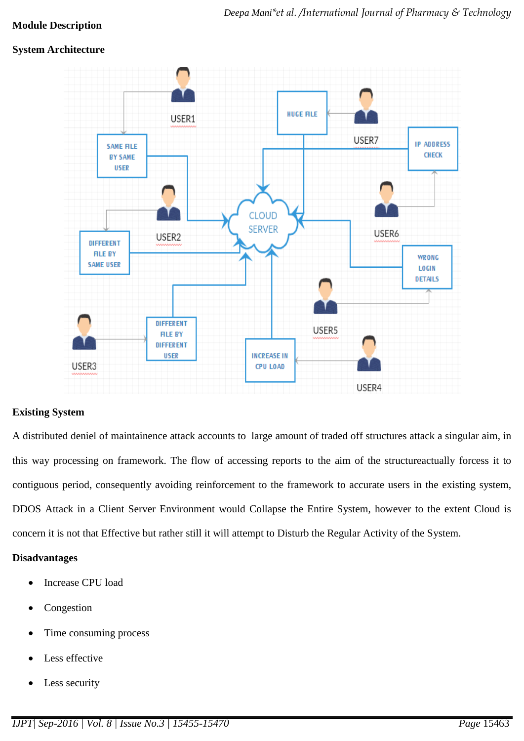**Module Description**

**System Architecture**

**Existing System**

A distributed deniel of maintainence attack accounts to large amount of traded off structures attack a singular aim, in this way processing on framework. The flow of accessing reports to the aim of the structureactually forcess it to contiguous period, consequently avoiding reinforcement to the framework to accurate users in the existing system, DDOS Attack in a Client Server Environment would Collapse the Entire System, however to the extent Cloud is concern it is not that Effective but rather still it will attempt to Disturb the Regular Activity of the System.

**Disadvantages**

- Increase CPU load
- Congestion
- Time consuming process
- Less effective
- Less security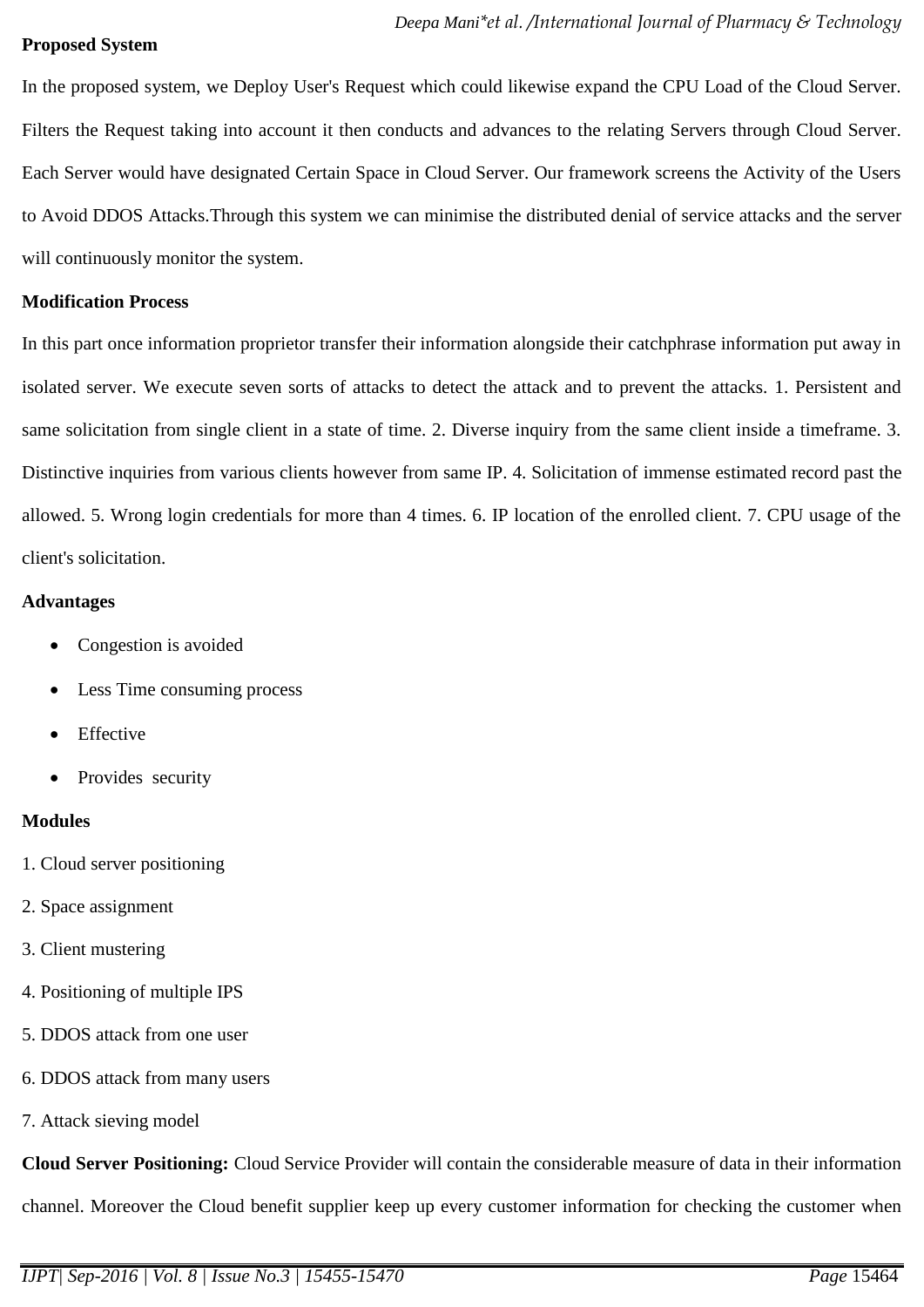**Proposed System**

In the proposed system, we Deploy User's Request which could likewise expand the CPU Load of the Cloud Server. Filters the Request taking into account it then conducts and advances to the relating Servers through Cloud Server. Each Server would have designated Certain Space in Cloud Server. Our framework screens the Activity of the Users to Avoid DDOS Attacks.Through this system we can minimise the distributed denial of service attacks and the server will continuously monitor the system.

**Modification Process**

In this part once information proprietor transfer their information alongside their catchphrase information put away in isolated server. We execute seven sorts of attacks to detect the attack and to prevent the attacks. 1. Persistent and same solicitation from single client in a state of time. 2. Diverse inquiry from the same client inside a timeframe. 3. Distinctive inquiries from various clients however from same IP. 4. Solicitation of immense estimated record past the allowed. 5. Wrong login credentials for more than 4 times. 6. IP location of the enrolled client. 7. CPU usage of the client's solicitation.

**Advantages**

- Congestion is avoided
- Less Time consuming process
- Effective
- Provides security

**Modules**

1. Cloud server positioning
2. Space assignment
3. Client mustering
4. Positioning of multiple IPS
5. DDOS attack from one user
6. DDOS attack from many users
7. Attack sieving model

**Cloud Server Positioning:** Cloud Service Provider will contain the considerable measure of data in their information channel. Moreover the Cloud benefit supplier keep up every customer information for checking the customer when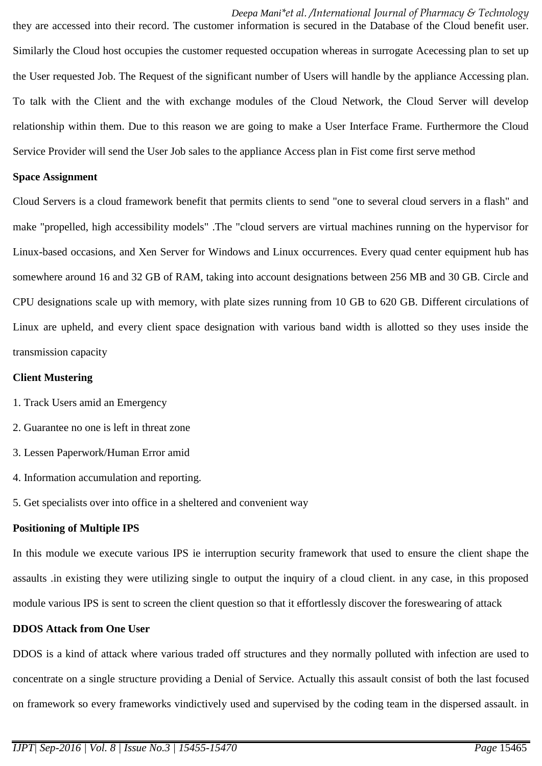they are accessed into their record. The customer information is secured in the Database of the Cloud benefit user. Similarly the Cloud host occupies the customer requested occupation whereas in surrogate Acecessing plan to set up the User requested Job. The Request of the significant number of Users will handle by the appliance Accessing plan. To talk with the Client and the with exchange modules of the Cloud Network, the Cloud Server will develop relationship within them. Due to this reason we are going to make a User Interface Frame. Furthermore the Cloud Service Provider will send the User Job sales to the appliance Access plan in Fist come first serve method

**Space Assignment**

Cloud Servers is a cloud framework benefit that permits clients to send "one to several cloud servers in a flash" and make "propelled, high accessibility models" .The "cloud servers are virtual machines running on the hypervisor for Linux-based occasions, and Xen Server for Windows and Linux occurrences. Every quad center equipment hub has somewhere around 16 and 32 GB of RAM, taking into account designations between 256 MB and 30 GB. Circle and CPU designations scale up with memory, with plate sizes running from 10 GB to 620 GB. Different circulations of Linux are upheld, and every client space designation with various band width is allotted so they uses inside the transmission capacity

**Client Mustering**

1. Track Users amid an Emergency
2. Guarantee no one is left in threat zone
3. Lessen Paperwork/Human Error amid
4. Information accumulation and reporting.
5. Get specialists over into office in a sheltered and convenient way

**Positioning of Multiple IPS**

In this module we execute various IPS ie interruption security framework that used to ensure the client shape the assaults .in existing they were utilizing single to output the inquiry of a cloud client. in any case, in this proposed module various IPS is sent to screen the client question so that it effortlessly discover the foreswearing of attack

**DDOS Attack from One User**

DDOS is a kind of attack where various traded off structures and they normally polluted with infection are used to concentrate on a single structure providing a Denial of Service. Actually this assault consist of both the last focused on framework so every frameworks vindictively used and supervised by the coding team in the dispersed assault. in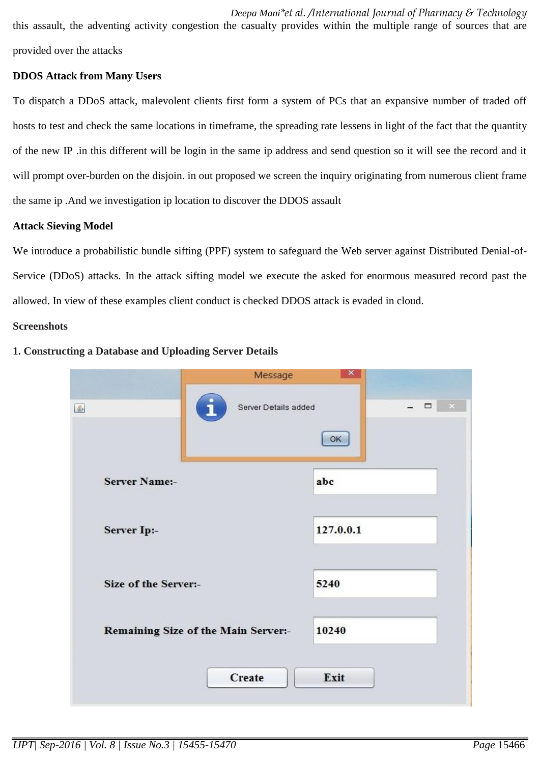this assault, the adventing activity congestion the casualty provides within the multiple range of sources that are provided over the attacks

**DDOS Attack from Many Users**

To dispatch a DDoS attack, malevolent clients first form a system of PCs that an expansive number of traded off hosts to test and check the same locations in timeframe, the spreading rate lessens in light of the fact that the quantity of the new IP .in this different will be login in the same ip address and send question so it will see the record and it will prompt over-burden on the disjoin. in out proposed we screen the inquiry originating from numerous client frame the same ip .And we investigation ip location to discover the DDOS assault

**Attack Sieving Model**

We introduce a probabilistic bundle sifting (PPF) system to safeguard the Web server against Distributed Denial-of-Service (DDoS) attacks. In the attack sifting model we execute the asked for enormous measured record past the allowed. In view of these examples client conduct is checked DDOS attack is evaded in cloud.

**Screenshots**

**1. Constructing a Database and Uploading Server Details**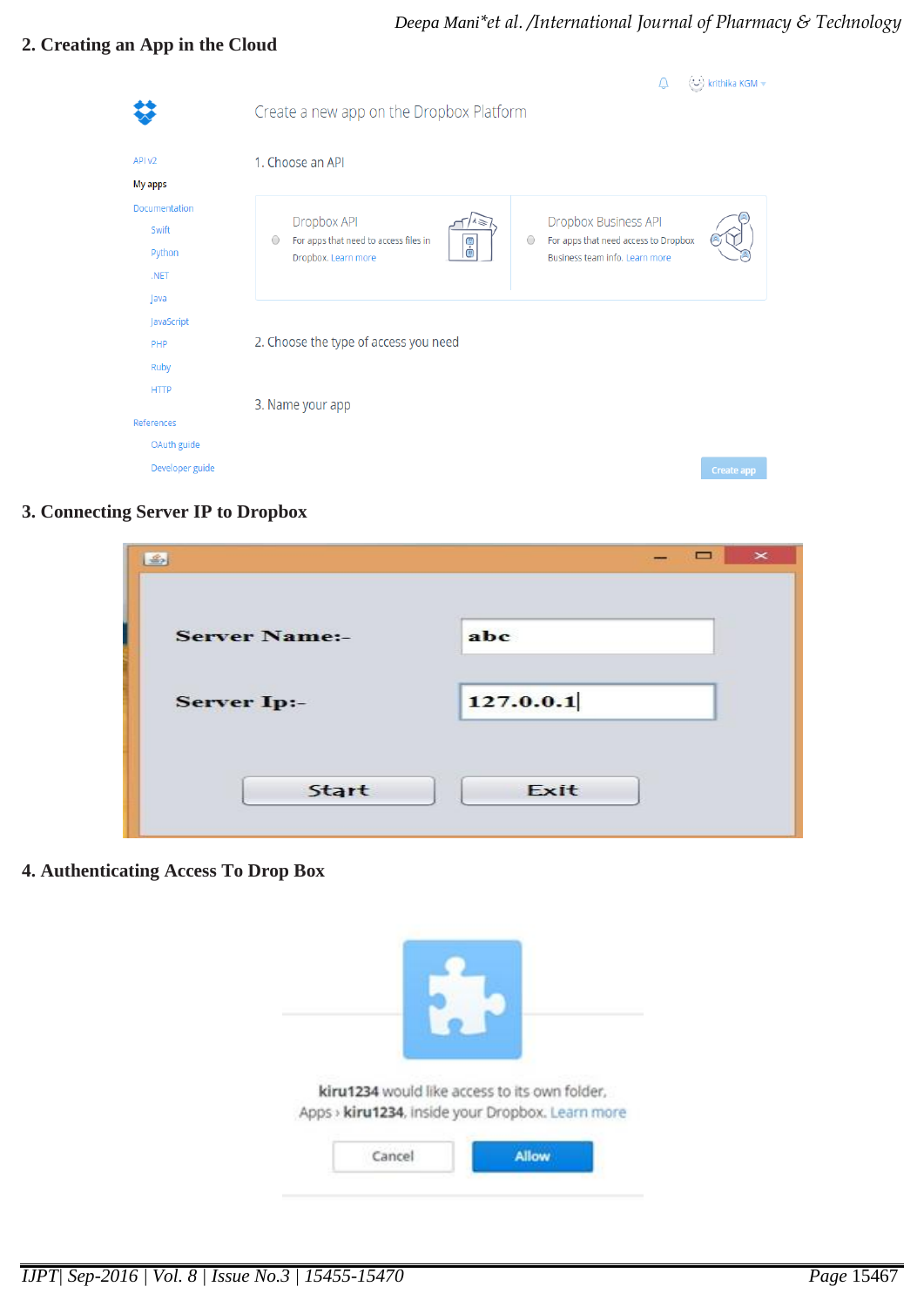## 2. Creating an App in the Cloud

## 3. Connecting Server IP to Dropbox

## 4. Authenticating Access To Drop Box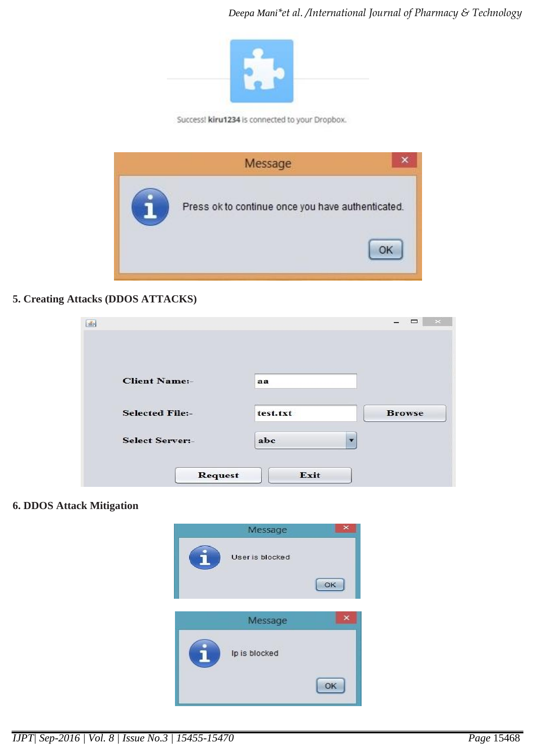Success! kiru1234 is connected to your Dropbox.

Message

Press ok to continue once you have authenticated.

OK

**5. Creating Attacks (DDOS ATTACKS)**

Client Name:- aa

Selected File:- test.txt Browse

Select Server:- abc

Request Exit

**6. DDOS Attack Mitigation**

Message

User is blocked

OK

Message

Ip is blocked

OK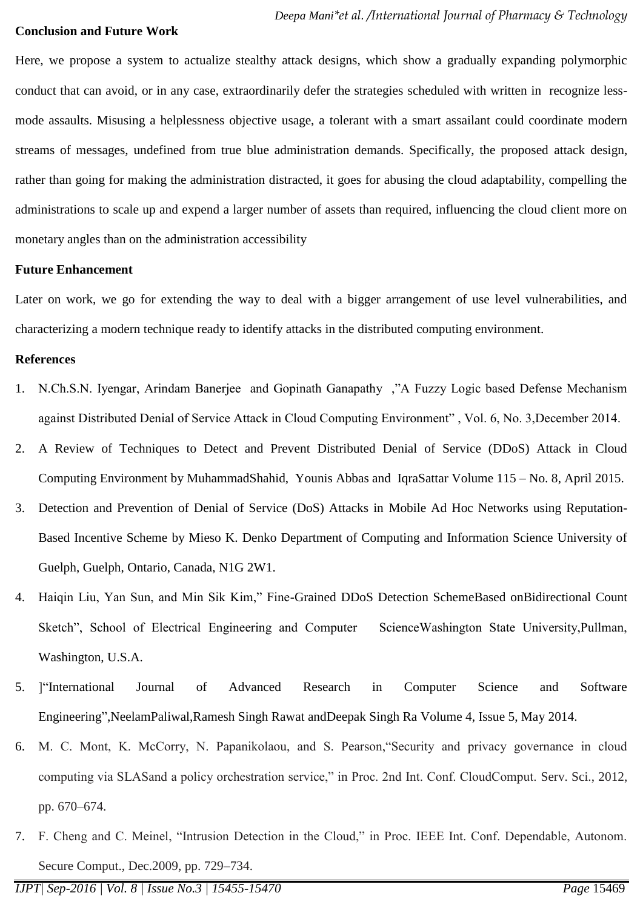## Conclusion and Future Work

Here, we propose a system to actualize stealthy attack designs, which show a gradually expanding polymorphic conduct that can avoid, or in any case, extraordinarily defer the strategies scheduled with written in recognize less-mode assaults. Misusing a helplessness objective usage, a tolerant with a smart assailant could coordinate modern streams of messages, undefined from true blue administration demands. Specifically, the proposed attack design, rather than going for making the administration distracted, it goes for abusing the cloud adaptability, compelling the administrations to scale up and expend a larger number of assets than required, influencing the cloud client more on monetary angles than on the administration accessibility

## Future Enhancement

Later on work, we go for extending the way to deal with a bigger arrangement of use level vulnerabilities, and characterizing a modern technique ready to identify attacks in the distributed computing environment.

## References

1. N.Ch.S.N. Iyengar, Arindam Banerjee and Gopinath Ganapathy ,"A Fuzzy Logic based Defense Mechanism against Distributed Denial of Service Attack in Cloud Computing Environment" , Vol. 6, No. 3,December 2014.
2. A Review of Techniques to Detect and Prevent Distributed Denial of Service (DDoS) Attack in Cloud Computing Environment by MuhammadShahid, Younis Abbas and IqraSattar Volume 115 – No. 8, April 2015.
3. Detection and Prevention of Denial of Service (DoS) Attacks in Mobile Ad Hoc Networks using Reputation-Based Incentive Scheme by Mieso K. Denko Department of Computing and Information Science University of Guelph, Guelph, Ontario, Canada, N1G 2W1.
4. Haiqin Liu, Yan Sun, and Min Sik Kim," Fine-Grained DDoS Detection SchemeBased onBidirectional Count Sketch", School of Electrical Engineering and Computer ScienceWashington State University,Pullman, Washington, U.S.A.
5. ]"International Journal of Advanced Research in Computer Science and Software Engineering",NeelamPaliwal,Ramesh Singh Rawat andDeepak Singh Ra Volume 4, Issue 5, May 2014.
6. M. C. Mont, K. McCorry, N. Papanikolaou, and S. Pearson,"Security and privacy governance in cloud computing via SLASand a policy orchestration service," in Proc. 2nd Int. Conf. CloudComput. Serv. Sci., 2012, pp. 670–674.
7. F. Cheng and C. Meinel, "Intrusion Detection in the Cloud," in Proc. IEEE Int. Conf. Dependable, Autonom. Secure Comput., Dec.2009, pp. 729–734.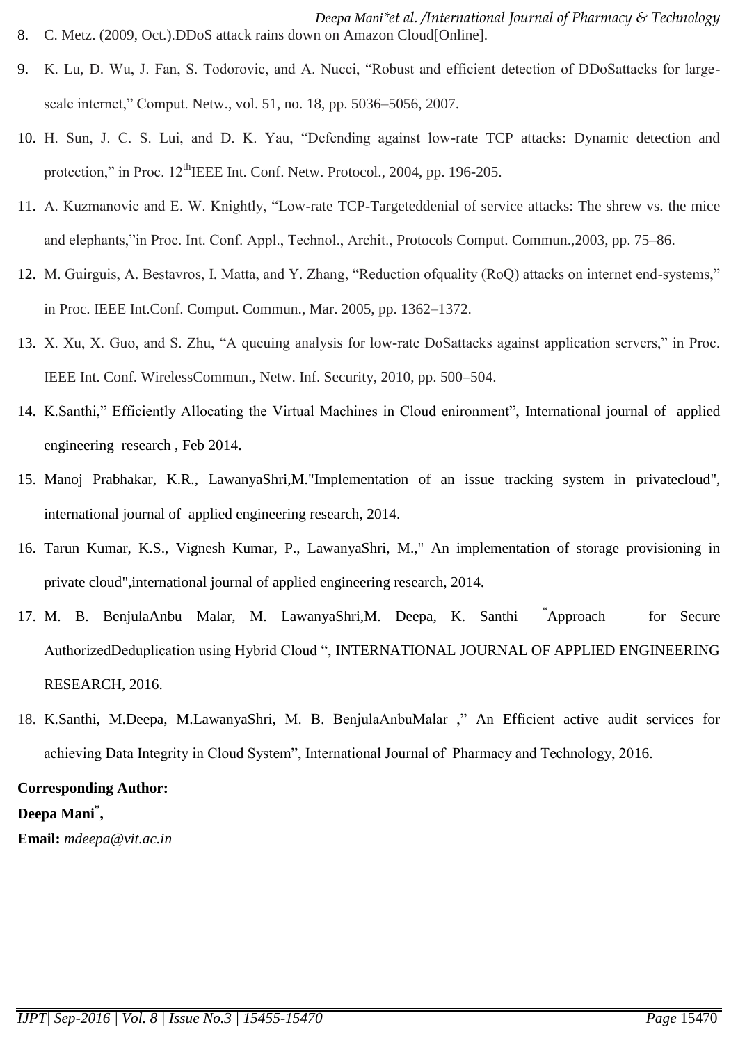8. C. Metz. (2009, Oct.).DDoS attack rains down on Amazon Cloud[Online].
9. K. Lu, D. Wu, J. Fan, S. Todorovic, and A. Nucci, "Robust and efficient detection of DDoSattacks for large-scale internet," Comput. Netw., vol. 51, no. 18, pp. 5036–5056, 2007.
10. H. Sun, J. C. S. Lui, and D. K. Yau, "Defending against low-rate TCP attacks: Dynamic detection and protection," in Proc. 12thIEEE Int. Conf. Netw. Protocol., 2004, pp. 196-205.
11. A. Kuzmanovic and E. W. Knightly, "Low-rate TCP-Targeteddenial of service attacks: The shrew vs. the mice and elephants,"in Proc. Int. Conf. Appl., Technol., Archit., Protocols Comput. Commun.,2003, pp. 75–86.
12. M. Guirguis, A. Bestavros, I. Matta, and Y. Zhang, "Reduction ofquality (RoQ) attacks on internet end-systems," in Proc. IEEE Int.Conf. Comput. Commun., Mar. 2005, pp. 1362–1372.
13. X. Xu, X. Guo, and S. Zhu, "A queuing analysis for low-rate DoSattacks against application servers," in Proc. IEEE Int. Conf. WirelessCommun., Netw. Inf. Security, 2010, pp. 500–504.
14. K.Santhi," Efficiently Allocating the Virtual Machines in Cloud enironment", International journal of applied engineering research , Feb 2014.
15. Manoj Prabhakar, K.R., LawanyaShri,M."Implementation of an issue tracking system in privatecloud", international journal of applied engineering research, 2014.
16. Tarun Kumar, K.S., Vignesh Kumar, P., LawanyaShri, M.," An implementation of storage provisioning in private cloud",international journal of applied engineering research, 2014.
17. M. B. BenjulaAnbu Malar, M. LawanyaShri,M. Deepa, K. Santhi "Approach for Secure AuthorizedDeduplication using Hybrid Cloud ", INTERNATIONAL JOURNAL OF APPLIED ENGINEERING RESEARCH, 2016.
18. K.Santhi, M.Deepa, M.LawanyaShri, M. B. BenjulaAnbuMalar ," An Efficient active audit services for achieving Data Integrity in Cloud System", International Journal of Pharmacy and Technology, 2016.

**Corresponding Author:**

**Deepa Mani*,**

**Email:** *mdeepa@vit.ac.in*